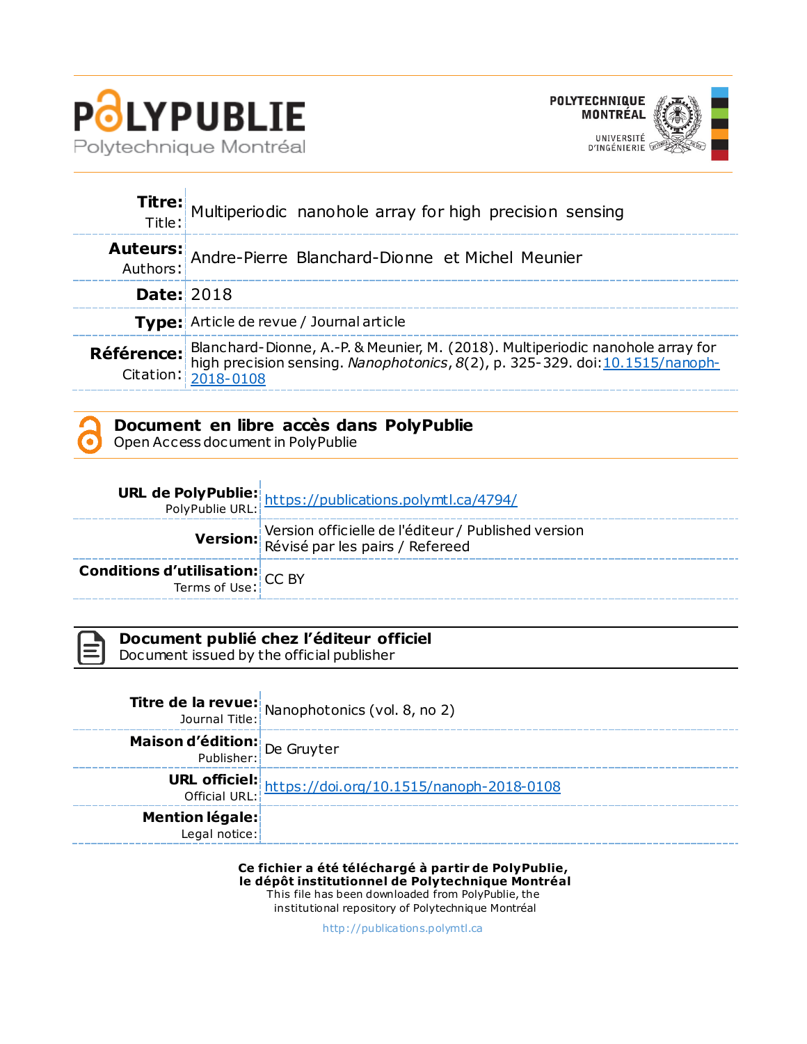# POLYPUBLIE
Polytechnique Montréal

POLYTECHNIQUE MONTRÉAL
UNIVERSITÉ D'INGÉNIERIE

| | |
|---|---|
| **Titre:** Title: | Multiperiodic nanohole array for high precision sensing |
| **Auteurs:** Authors: | Andre-Pierre Blanchard-Dionne et Michel Meunier |
| **Date:** | 2018 |
| **Type:** | Article de revue / Journal article |
| **Référence:** Citation: | Blanchard-Dionne, A.-P. & Meunier, M. (2018). Multiperiodic nanohole array for high precision sensing. *Nanophotonics*, *8*(2), p. 325-329. doi:[10.1515/nanoph-2018-0108](https://doi.org/10.1515/nanoph-2018-0108) |

## Document en libre accès dans PolyPublie
Open Access document in PolyPublie

| | |
|---|---|
| **URL de PolyPublie:** PolyPublie URL: | [https://publications.polymtl.ca/4794/](https://publications.polymtl.ca/4794/) |
| **Version:** | Version officielle de l'éditeur / Published version<br>Révisé par les pairs / Refereed |
| **Conditions d'utilisation:** Terms of Use: | CC BY |

## Document publié chez l'éditeur officiel
Document issued by the official publisher

| | |
|---|---|
| **Titre de la revue:** Journal Title: | Nanophotonics (vol. 8, no 2) |
| **Maison d'édition:** Publisher: | De Gruyter |
| **URL officiel:** Official URL: | [https://doi.org/10.1515/nanoph-2018-0108](https://doi.org/10.1515/nanoph-2018-0108) |
| **Mention légale:** Legal notice: | |

**Ce fichier a été téléchargé à partir de PolyPublie, le dépôt institutionnel de Polytechnique Montréal**
This file has been downloaded from PolyPublie, the institutional repository of Polytechnique Montréal

http://publications.polymtl.ca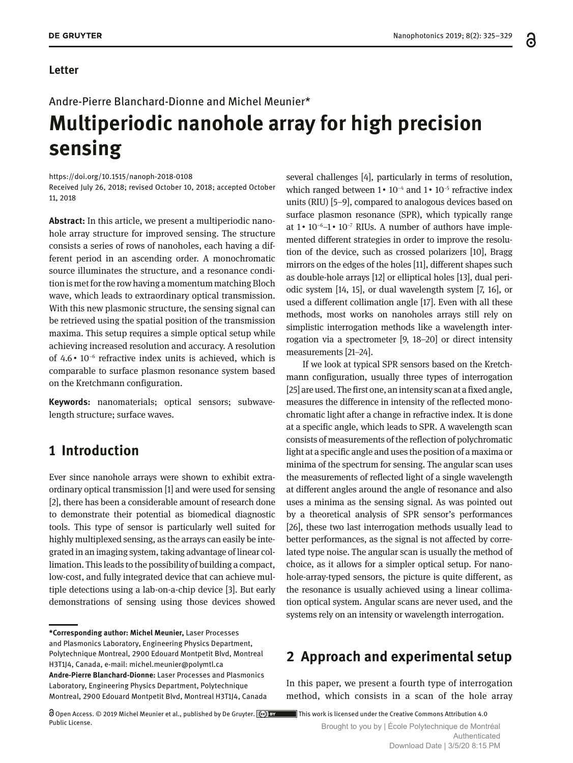**Letter**

Andre-Pierre Blanchard-Dionne and Michel Meunier*

# Multiperiodic nanohole array for high precision sensing

https://doi.org/10.1515/nanoph-2018-0108
Received July 26, 2018; revised October 10, 2018; accepted October 11, 2018

**Abstract:** In this article, we present a multiperiodic nanohole array structure for improved sensing. The structure consists a series of rows of nanoholes, each having a different period in an ascending order. A monochromatic source illuminates the structure, and a resonance condition is met for the row having a momentum matching Bloch wave, which leads to extraordinary optical transmission. With this new plasmonic structure, the sensing signal can be retrieved using the spatial position of the transmission maxima. This setup requires a simple optical setup while achieving increased resolution and accuracy. A resolution of $4.6 \cdot 10^{-6}$ refractive index units is achieved, which is comparable to surface plasmon resonance system based on the Kretchmann configuration.

**Keywords:** nanomaterials; optical sensors; subwavelength structure; surface waves.

## 1 Introduction

Ever since nanohole arrays were shown to exhibit extraordinary optical transmission [1] and were used for sensing [2], there has been a considerable amount of research done to demonstrate their potential as biomedical diagnostic tools. This type of sensor is particularly well suited for highly multiplexed sensing, as the arrays can easily be integrated in an imaging system, taking advantage of linear collimation. This leads to the possibility of building a compact, low-cost, and fully integrated device that can achieve multiple detections using a lab-on-a-chip device [3]. But early demonstrations of sensing using those devices showed several challenges [4], particularly in terms of resolution, which ranged between $1 \cdot 10^{-4}$ and $1 \cdot 10^{-5}$ refractive index units (RIU) [5–9], compared to analogous devices based on surface plasmon resonance (SPR), which typically range at $1 \cdot 10^{-6}$–$1 \cdot 10^{-7}$ RIUs. A number of authors have implemented different strategies in order to improve the resolution of the device, such as crossed polarizers [10], Bragg mirrors on the edges of the holes [11], different shapes such as double-hole arrays [12] or elliptical holes [13], dual periodic system [14, 15], or dual wavelength system [7, 16], or used a different collimation angle [17]. Even with all these methods, most works on nanoholes arrays still rely on simplistic interrogation methods like a wavelength interrogation via a spectrometer [9, 18–20] or direct intensity measurements [21–24].

If we look at typical SPR sensors based on the Kretchmann configuration, usually three types of interrogation [25] are used. The first one, an intensity scan at a fixed angle, measures the difference in intensity of the reflected monochromatic light after a change in refractive index. It is done at a specific angle, which leads to SPR. A wavelength scan consists of measurements of the reflection of polychromatic light at a specific angle and uses the position of a maxima or minima of the spectrum for sensing. The angular scan uses the measurements of reflected light of a single wavelength at different angles around the angle of resonance and also uses a minima as the sensing signal. As was pointed out by a theoretical analysis of SPR sensor's performances [26], these two last interrogation methods usually lead to better performances, as the signal is not affected by correlated type noise. The angular scan is usually the method of choice, as it allows for a simpler optical setup. For nanohole-array-typed sensors, the picture is quite different, as the resonance is usually achieved using a linear collimation optical system. Angular scans are never used, and the systems rely on an intensity or wavelength interrogation.

## 2 Approach and experimental setup

In this paper, we present a fourth type of interrogation method, which consists in a scan of the hole array

---

***Corresponding author: Michel Meunier,** Laser Processes and Plasmonics Laboratory, Engineering Physics Department, Polytechnique Montreal, 2900 Edouard Montpetit Blvd, Montreal H3T1J4, Canada, e-mail: michel.meunier@polymtl.ca
**Andre-Pierre Blanchard-Dionne:** Laser Processes and Plasmonics Laboratory, Engineering Physics Department, Polytechnique Montreal, 2900 Edouard Montpetit Blvd, Montreal H3T1J4, Canada

Open Access. © 2019 Michel Meunier et al., published by De Gruyter. This work is licensed under the Creative Commons Attribution 4.0 Public License.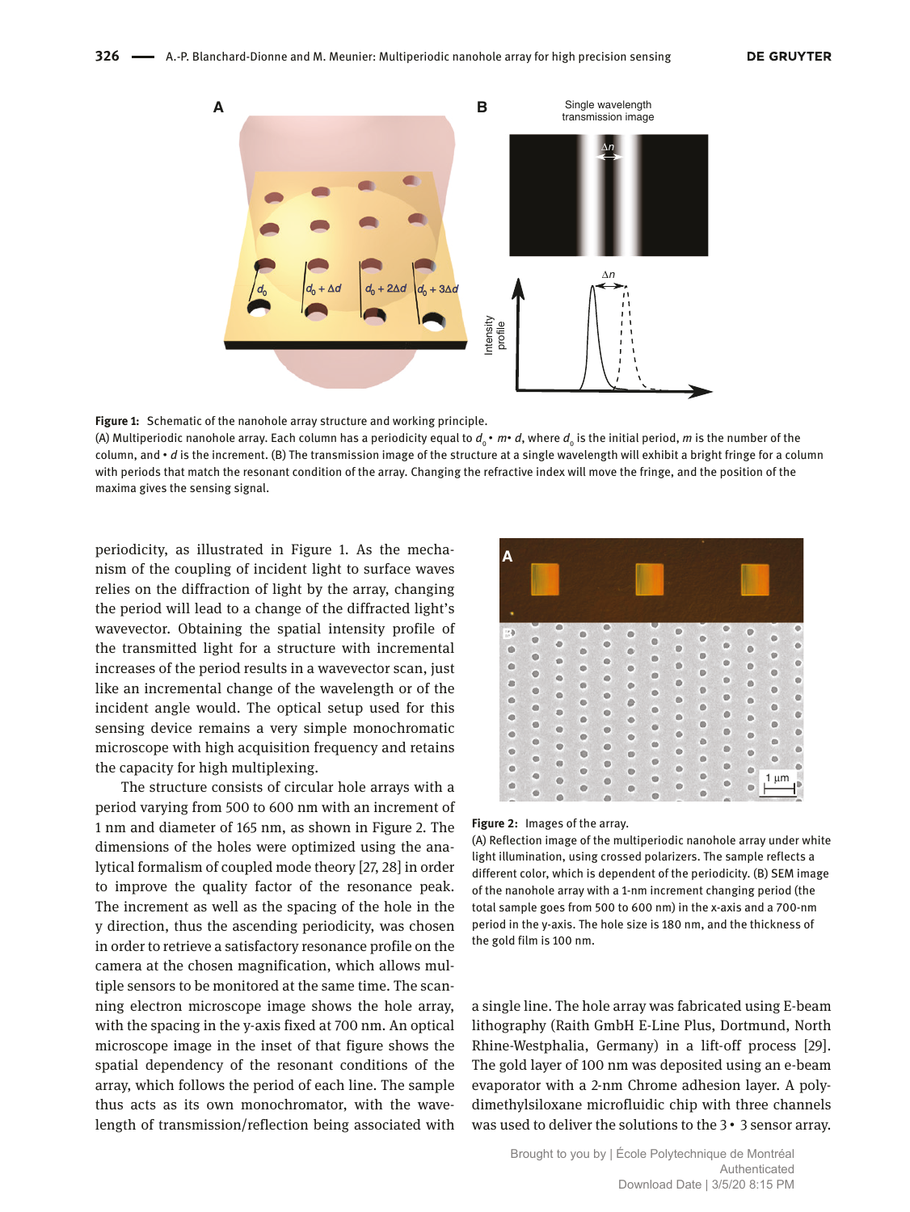**Figure 1:** Schematic of the nanohole array structure and working principle.
(A) Multiperiodic nanohole array. Each column has a periodicity equal to $d_0$ • $m$• $d$, where $d_0$ is the initial period, $m$ is the number of the column, and • $d$ is the increment. (B) The transmission image of the structure at a single wavelength will exhibit a bright fringe for a column with periods that match the resonant condition of the array. Changing the refractive index will move the fringe, and the position of the maxima gives the sensing signal.

periodicity, as illustrated in Figure 1. As the mechanism of the coupling of incident light to surface waves relies on the diffraction of light by the array, changing the period will lead to a change of the diffracted light's wavevector. Obtaining the spatial intensity profile of the transmitted light for a structure with incremental increases of the period results in a wavevector scan, just like an incremental change of the wavelength or of the incident angle would. The optical setup used for this sensing device remains a very simple monochromatic microscope with high acquisition frequency and retains the capacity for high multiplexing.

The structure consists of circular hole arrays with a period varying from 500 to 600 nm with an increment of 1 nm and diameter of 165 nm, as shown in Figure 2. The dimensions of the holes were optimized using the analytical formalism of coupled mode theory [27, 28] in order to improve the quality factor of the resonance peak. The increment as well as the spacing of the hole in the y direction, thus the ascending periodicity, was chosen in order to retrieve a satisfactory resonance profile on the camera at the chosen magnification, which allows multiple sensors to be monitored at the same time. The scanning electron microscope image shows the hole array, with the spacing in the y-axis fixed at 700 nm. An optical microscope image in the inset of that figure shows the spatial dependency of the resonant conditions of the array, which follows the period of each line. The sample thus acts as its own monochromator, with the wavelength of transmission/reflection being associated with a single line. The hole array was fabricated using E-beam lithography (Raith GmbH E-Line Plus, Dortmund, North Rhine-Westphalia, Germany) in a lift-off process [29]. The gold layer of 100 nm was deposited using an e-beam evaporator with a 2-nm Chrome adhesion layer. A polydimethylsiloxane microfluidic chip with three channels was used to deliver the solutions to the 3 • 3 sensor array.

**Figure 2:** Images of the array.
(A) Reflection image of the multiperiodic nanohole array under white light illumination, using crossed polarizers. The sample reflects a different color, which is dependent of the periodicity. (B) SEM image of the nanohole array with a 1-nm increment changing period (the total sample goes from 500 to 600 nm) in the x-axis and a 700-nm period in the y-axis. The hole size is 180 nm, and the thickness of the gold film is 100 nm.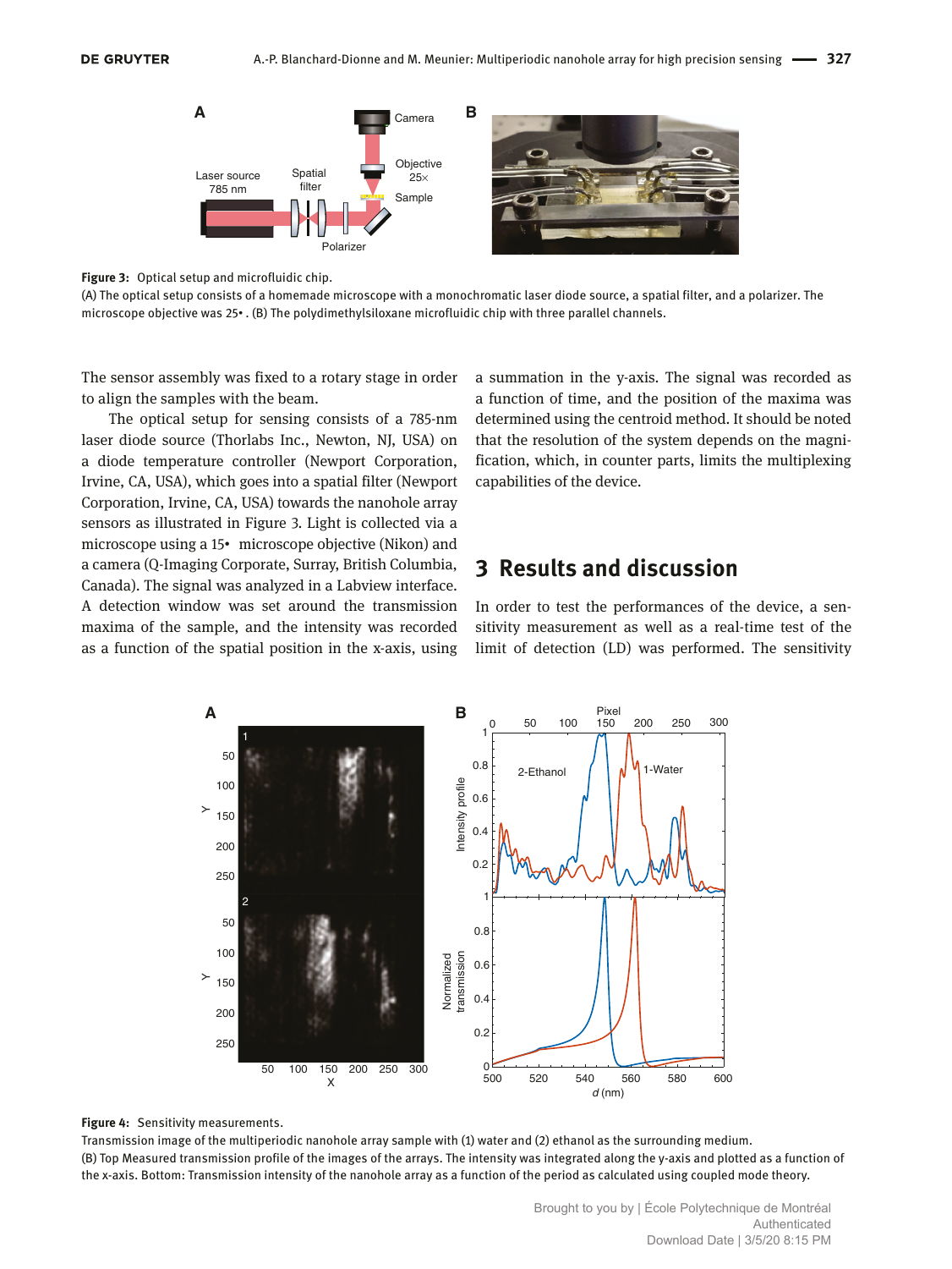**Figure 3:** Optical setup and microfluidic chip.
(A) The optical setup consists of a homemade microscope with a monochromatic laser diode source, a spatial filter, and a polarizer. The microscope objective was 25•. (B) The polydimethylsiloxane microfluidic chip with three parallel channels.

The sensor assembly was fixed to a rotary stage in order to align the samples with the beam.

The optical setup for sensing consists of a 785-nm laser diode source (Thorlabs Inc., Newton, NJ, USA) on a diode temperature controller (Newport Corporation, Irvine, CA, USA), which goes into a spatial filter (Newport Corporation, Irvine, CA, USA) towards the nanohole array sensors as illustrated in Figure 3. Light is collected via a microscope using a 15• microscope objective (Nikon) and a camera (Q-Imaging Corporate, Surray, British Columbia, Canada). The signal was analyzed in a Labview interface. A detection window was set around the transmission maxima of the sample, and the intensity was recorded as a function of the spatial position in the x-axis, using a summation in the y-axis. The signal was recorded as a function of time, and the position of the maxima was determined using the centroid method. It should be noted that the resolution of the system depends on the magnification, which, in counter parts, limits the multiplexing capabilities of the device.

## 3 Results and discussion

In order to test the performances of the device, a sensitivity measurement as well as a real-time test of the limit of detection (LD) was performed. The sensitivity

**Figure 4:** Sensitivity measurements.
Transmission image of the multiperiodic nanohole array sample with (1) water and (2) ethanol as the surrounding medium.
(B) Top Measured transmission profile of the images of the arrays. The intensity was integrated along the y-axis and plotted as a function of the x-axis. Bottom: Transmission intensity of the nanohole array as a function of the period as calculated using coupled mode theory.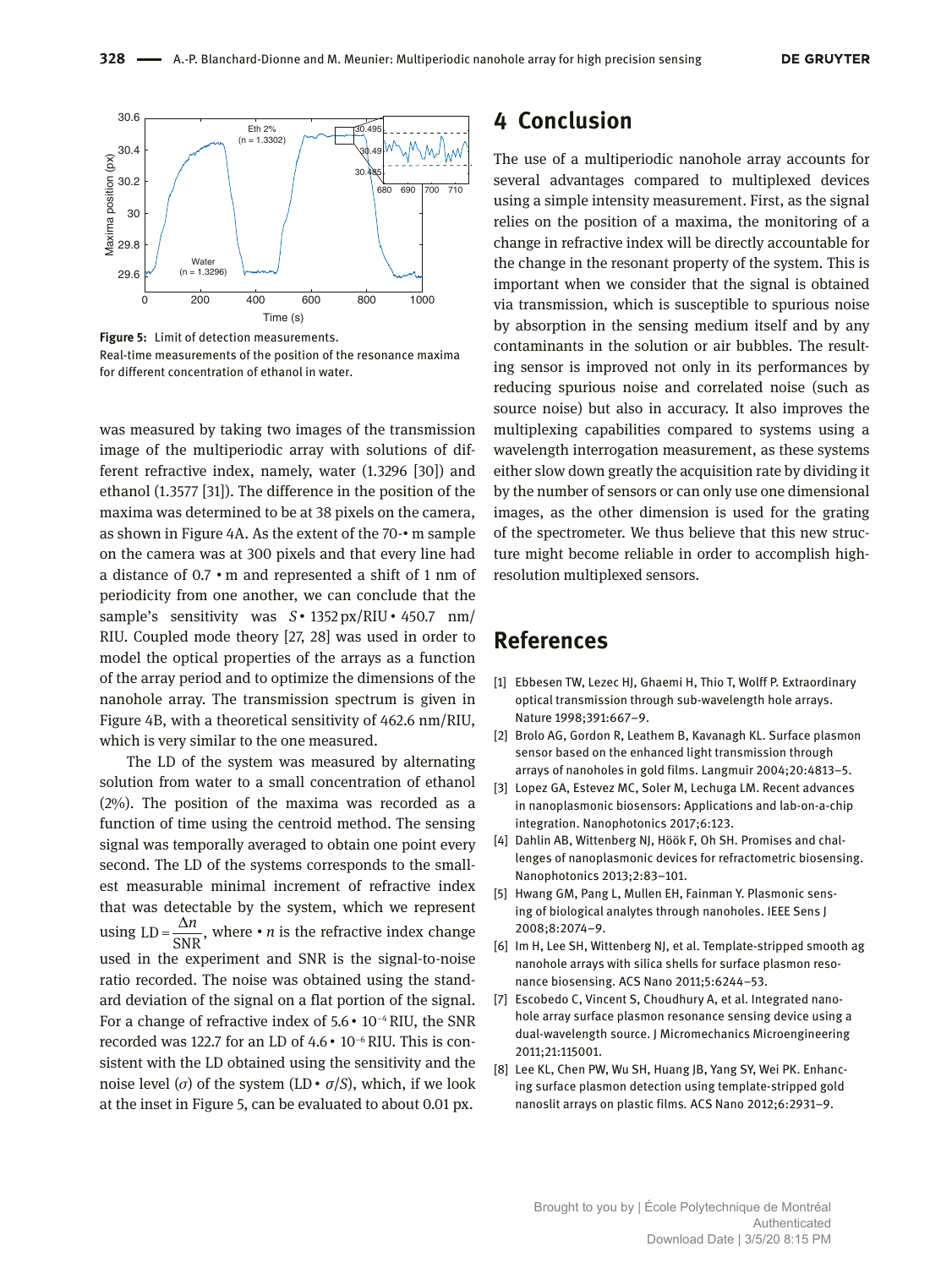**Figure 5:** Limit of detection measurements.
Real-time measurements of the position of the resonance maxima for different concentration of ethanol in water.

was measured by taking two images of the transmission image of the multiperiodic array with solutions of different refractive index, namely, water (1.3296 [30]) and ethanol (1.3577 [31]). The difference in the position of the maxima was determined to be at 38 pixels on the camera, as shown in Figure 4A. As the extent of the 70-• m sample on the camera was at 300 pixels and that every line had a distance of 0.7 • m and represented a shift of 1 nm of periodicity from one another, we can conclude that the sample's sensitivity was $S$ • 1352 px/RIU • 450.7 nm/RIU. Coupled mode theory [27, 28] was used in order to model the optical properties of the arrays as a function of the array period and to optimize the dimensions of the nanohole array. The transmission spectrum is given in Figure 4B, with a theoretical sensitivity of 462.6 nm/RIU, which is very similar to the one measured.

The LD of the system was measured by alternating solution from water to a small concentration of ethanol (2%). The position of the maxima was recorded as a function of time using the centroid method. The sensing signal was temporally averaged to obtain one point every second. The LD of the systems corresponds to the smallest measurable minimal increment of refractive index that was detectable by the system, which we represent using $\mathrm{LD} = \frac{\Delta n}{\mathrm{SNR}}$, where • $n$ is the refractive index change used in the experiment and SNR is the signal-to-noise ratio recorded. The noise was obtained using the standard deviation of the signal on a flat portion of the signal. For a change of refractive index of 5.6 • $10^{-4}$ RIU, the SNR recorded was 122.7 for an LD of 4.6 • $10^{-6}$ RIU. This is consistent with the LD obtained using the sensitivity and the noise level ($\sigma$) of the system (LD • $\sigma/S$), which, if we look at the inset in Figure 5, can be evaluated to about 0.01 px.

# 4 Conclusion

The use of a multiperiodic nanohole array accounts for several advantages compared to multiplexed devices using a simple intensity measurement. First, as the signal relies on the position of a maxima, the monitoring of a change in refractive index will be directly accountable for the change in the resonant property of the system. This is important when we consider that the signal is obtained via transmission, which is susceptible to spurious noise by absorption in the sensing medium itself and by any contaminants in the solution or air bubbles. The resulting sensor is improved not only in its performances by reducing spurious noise and correlated noise (such as source noise) but also in accuracy. It also improves the multiplexing capabilities compared to systems using a wavelength interrogation measurement, as these systems either slow down greatly the acquisition rate by dividing it by the number of sensors or can only use one dimensional images, as the other dimension is used for the grating of the spectrometer. We thus believe that this new structure might become reliable in order to accomplish high-resolution multiplexed sensors.

# References

[1] Ebbesen TW, Lezec HJ, Ghaemi H, Thio T, Wolff P. Extraordinary optical transmission through sub-wavelength hole arrays. Nature 1998;391:667–9.

[2] Brolo AG, Gordon R, Leathem B, Kavanagh KL. Surface plasmon sensor based on the enhanced light transmission through arrays of nanoholes in gold films. Langmuir 2004;20:4813–5.

[3] Lopez GA, Estevez MC, Soler M, Lechuga LM. Recent advances in nanoplasmonic biosensors: Applications and lab-on-a-chip integration. Nanophotonics 2017;6:123.

[4] Dahlin AB, Wittenberg NJ, Höök F, Oh SH. Promises and challenges of nanoplasmonic devices for refractometric biosensing. Nanophotonics 2013;2:83–101.

[5] Hwang GM, Pang L, Mullen EH, Fainman Y. Plasmonic sensing of biological analytes through nanoholes. IEEE Sens J 2008;8:2074–9.

[6] Im H, Lee SH, Wittenberg NJ, et al. Template-stripped smooth ag nanohole arrays with silica shells for surface plasmon resonance biosensing. ACS Nano 2011;5:6244–53.

[7] Escobedo C, Vincent S, Choudhury A, et al. Integrated nanohole array surface plasmon resonance sensing device using a dual-wavelength source. J Micromechanics Microengineering 2011;21:115001.

[8] Lee KL, Chen PW, Wu SH, Huang JB, Yang SY, Wei PK. Enhancing surface plasmon detection using template-stripped gold nanoslit arrays on plastic films. ACS Nano 2012;6:2931–9.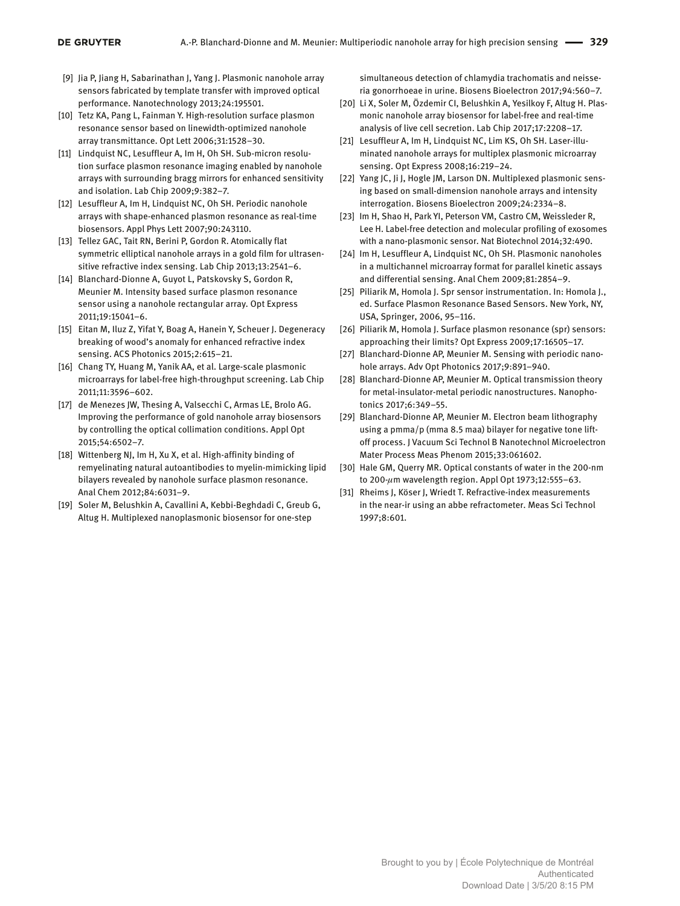[9] Jia P, Jiang H, Sabarinathan J, Yang J. Plasmonic nanohole array sensors fabricated by template transfer with improved optical performance. Nanotechnology 2013;24:195501.

[10] Tetz KA, Pang L, Fainman Y. High-resolution surface plasmon resonance sensor based on linewidth-optimized nanohole array transmittance. Opt Lett 2006;31:1528–30.

[11] Lindquist NC, Lesuffleur A, Im H, Oh SH. Sub-micron resolution surface plasmon resonance imaging enabled by nanohole arrays with surrounding bragg mirrors for enhanced sensitivity and isolation. Lab Chip 2009;9:382–7.

[12] Lesuffleur A, Im H, Lindquist NC, Oh SH. Periodic nanohole arrays with shape-enhanced plasmon resonance as real-time biosensors. Appl Phys Lett 2007;90:243110.

[13] Tellez GAC, Tait RN, Berini P, Gordon R. Atomically flat symmetric elliptical nanohole arrays in a gold film for ultrasensitive refractive index sensing. Lab Chip 2013;13:2541–6.

[14] Blanchard-Dionne A, Guyot L, Patskovsky S, Gordon R, Meunier M. Intensity based surface plasmon resonance sensor using a nanohole rectangular array. Opt Express 2011;19:15041–6.

[15] Eitan M, Iluz Z, Yifat Y, Boag A, Hanein Y, Scheuer J. Degeneracy breaking of wood's anomaly for enhanced refractive index sensing. ACS Photonics 2015;2:615–21.

[16] Chang TY, Huang M, Yanik AA, et al. Large-scale plasmonic microarrays for label-free high-throughput screening. Lab Chip 2011;11:3596–602.

[17] de Menezes JW, Thesing A, Valsecchi C, Armas LE, Brolo AG. Improving the performance of gold nanohole array biosensors by controlling the optical collimation conditions. Appl Opt 2015;54:6502–7.

[18] Wittenberg NJ, Im H, Xu X, et al. High-affinity binding of remyelinating natural autoantibodies to myelin-mimicking lipid bilayers revealed by nanohole surface plasmon resonance. Anal Chem 2012;84:6031–9.

[19] Soler M, Belushkin A, Cavallini A, Kebbi-Beghdadi C, Greub G, Altug H. Multiplexed nanoplasmonic biosensor for one-step simultaneous detection of chlamydia trachomatis and neisseria gonorrhoeae in urine. Biosens Bioelectron 2017;94:560–7.

[20] Li X, Soler M, Özdemir CI, Belushkin A, Yesilkoy F, Altug H. Plasmonic nanohole array biosensor for label-free and real-time analysis of live cell secretion. Lab Chip 2017;17:2208–17.

[21] Lesuffleur A, Im H, Lindquist NC, Lim KS, Oh SH. Laser-illuminated nanohole arrays for multiplex plasmonic microarray sensing. Opt Express 2008;16:219–24.

[22] Yang JC, Ji J, Hogle JM, Larson DN. Multiplexed plasmonic sensing based on small-dimension nanohole arrays and intensity interrogation. Biosens Bioelectron 2009;24:2334–8.

[23] Im H, Shao H, Park YI, Peterson VM, Castro CM, Weissleder R, Lee H. Label-free detection and molecular profiling of exosomes with a nano-plasmonic sensor. Nat Biotechnol 2014;32:490.

[24] Im H, Lesuffleur A, Lindquist NC, Oh SH. Plasmonic nanoholes in a multichannel microarray format for parallel kinetic assays and differential sensing. Anal Chem 2009;81:2854–9.

[25] Piliarik M, Homola J. Spr sensor instrumentation. In: Homola J., ed. Surface Plasmon Resonance Based Sensors. New York, NY, USA, Springer, 2006, 95–116.

[26] Piliarik M, Homola J. Surface plasmon resonance (spr) sensors: approaching their limits? Opt Express 2009;17:16505–17.

[27] Blanchard-Dionne AP, Meunier M. Sensing with periodic nanohole arrays. Adv Opt Photonics 2017;9:891–940.

[28] Blanchard-Dionne AP, Meunier M. Optical transmission theory for metal-insulator-metal periodic nanostructures. Nanophotonics 2017;6:349–55.

[29] Blanchard-Dionne AP, Meunier M. Electron beam lithography using a pmma/p (mma 8.5 maa) bilayer for negative tone lift-off process. J Vacuum Sci Technol B Nanotechnol Microelectron Mater Process Meas Phenom 2015;33:061602.

[30] Hale GM, Querry MR. Optical constants of water in the 200-nm to 200-$\mu$m wavelength region. Appl Opt 1973;12:555–63.

[31] Rheims J, Köser J, Wriedt T. Refractive-index measurements in the near-ir using an abbe refractometer. Meas Sci Technol 1997;8:601.